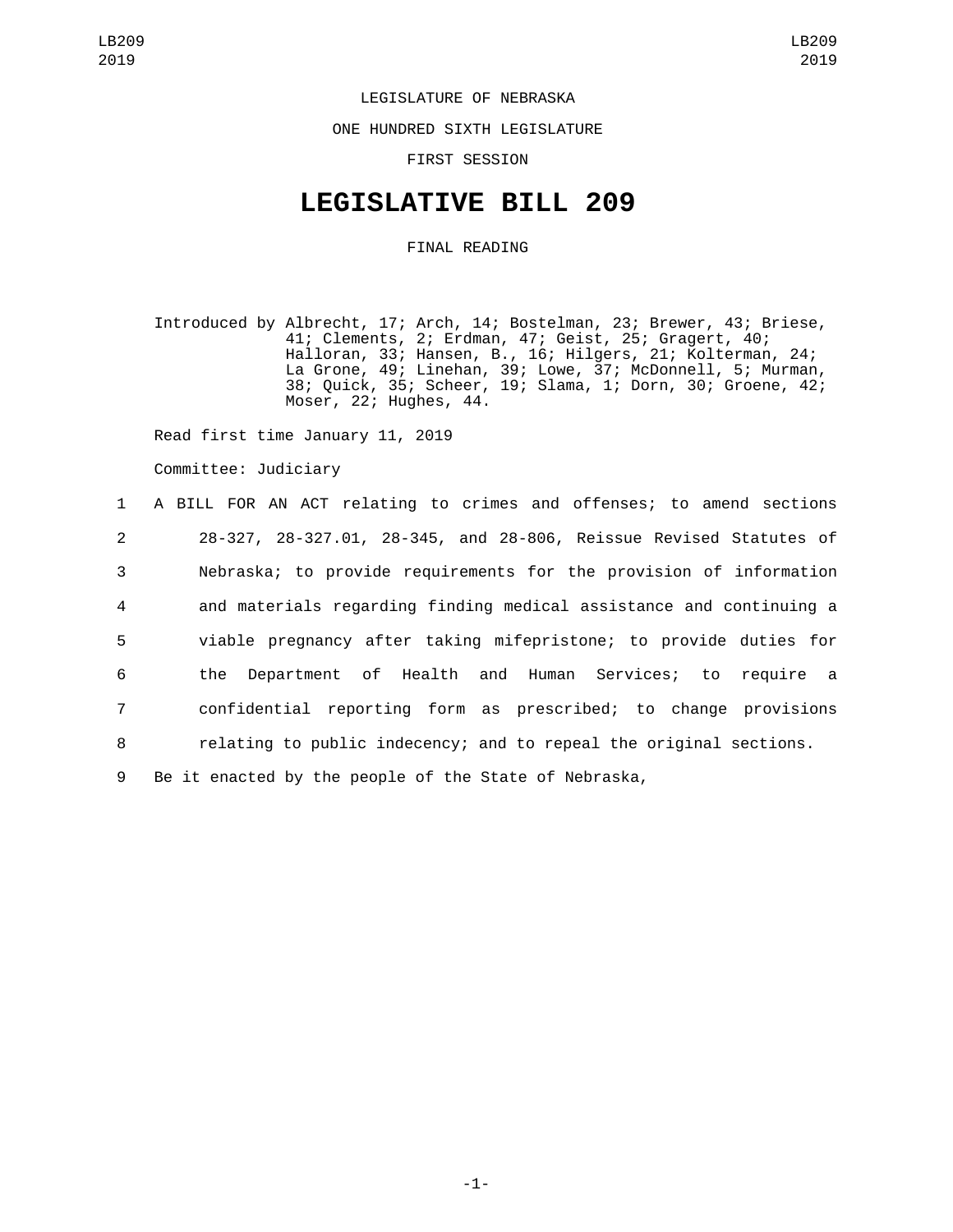LEGISLATURE OF NEBRASKA

ONE HUNDRED SIXTH LEGISLATURE

FIRST SESSION

# LEGISLATIVE BILL 209

FINAL READING

Introduced by Albrecht, 17; Arch, 14; Bostelman, 23; Brewer, 43; Briese, 41; Clements, 2; Erdman, 47; Geist, 25; Gragert, 40; Halloran, 33; Hansen, B., 16; Hilgers, 21; Kolterman, 24; La Grone, 49; Linehan, 39; Lowe, 37; McDonnell, 5; Murman, 38; Quick, 35; Scheer, 19; Slama, 1; Dorn, 30; Groene, 42; Moser, 22; Hughes, 44.

Read first time January 11, 2019

Committee: Judiciary

1 A BILL FOR AN ACT relating to crimes and offenses; to amend sections
2 28-327, 28-327.01, 28-345, and 28-806, Reissue Revised Statutes of
3 Nebraska; to provide requirements for the provision of information
4 and materials regarding finding medical assistance and continuing a
5 viable pregnancy after taking mifepristone; to provide duties for
6 the Department of Health and Human Services; to require a
7 confidential reporting form as prescribed; to change provisions
8 relating to public indecency; and to repeal the original sections.
9 Be it enacted by the people of the State of Nebraska,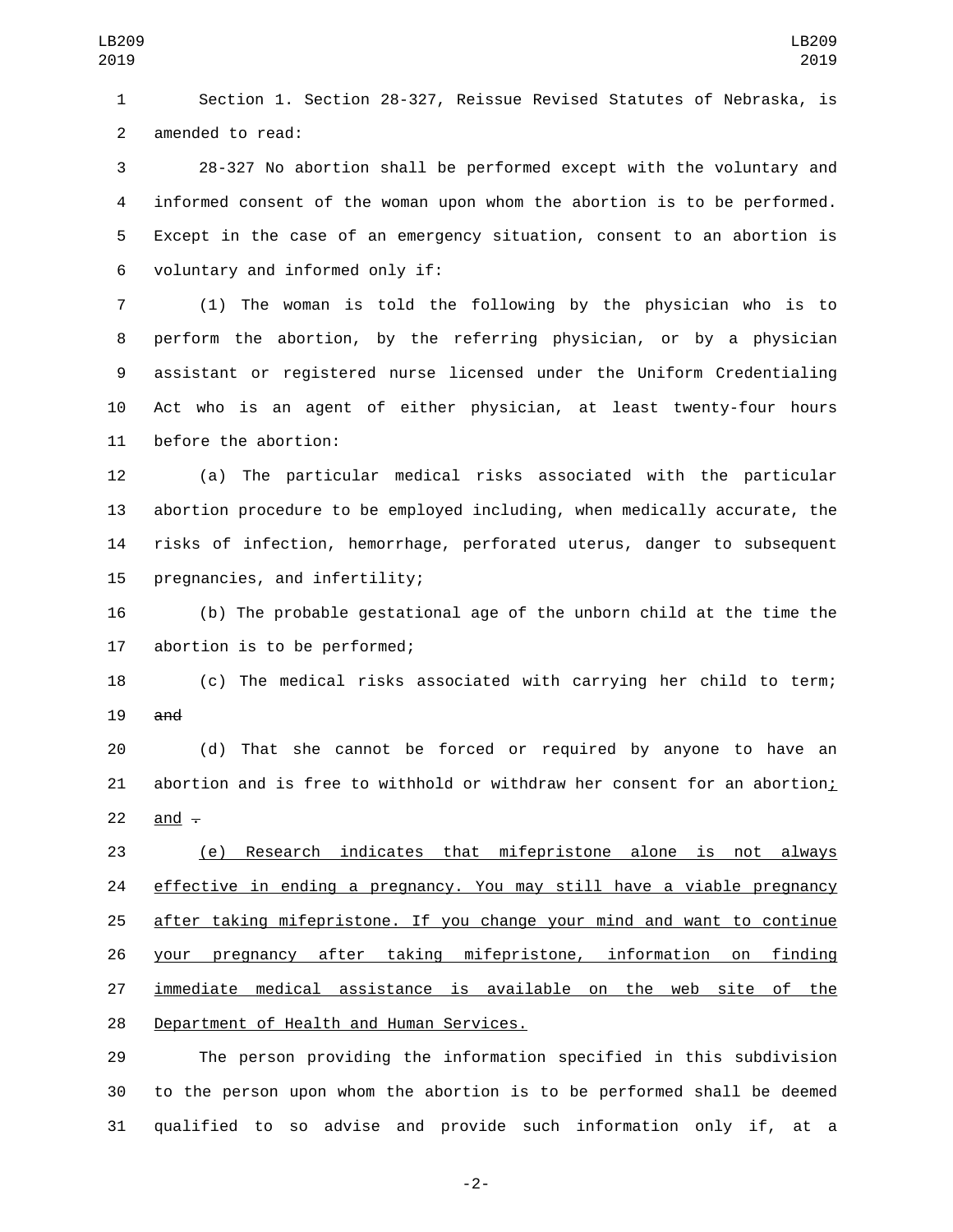Section 1. Section 28-327, Reissue Revised Statutes of Nebraska, is amended to read:

28-327 No abortion shall be performed except with the voluntary and informed consent of the woman upon whom the abortion is to be performed. Except in the case of an emergency situation, consent to an abortion is voluntary and informed only if:

(1) The woman is told the following by the physician who is to perform the abortion, by the referring physician, or by a physician assistant or registered nurse licensed under the Uniform Credentialing Act who is an agent of either physician, at least twenty-four hours before the abortion:

(a) The particular medical risks associated with the particular abortion procedure to be employed including, when medically accurate, the risks of infection, hemorrhage, perforated uterus, danger to subsequent pregnancies, and infertility;

(b) The probable gestational age of the unborn child at the time the abortion is to be performed;

(c) The medical risks associated with carrying her child to term; ~~and~~

(d) That she cannot be forced or required by anyone to have an abortion and is free to withhold or withdraw her consent for an abortion; and ~~.~~

(e) Research indicates that mifepristone alone is not always effective in ending a pregnancy. You may still have a viable pregnancy after taking mifepristone. If you change your mind and want to continue your pregnancy after taking mifepristone, information on finding immediate medical assistance is available on the web site of the Department of Health and Human Services.

The person providing the information specified in this subdivision to the person upon whom the abortion is to be performed shall be deemed qualified to so advise and provide such information only if, at a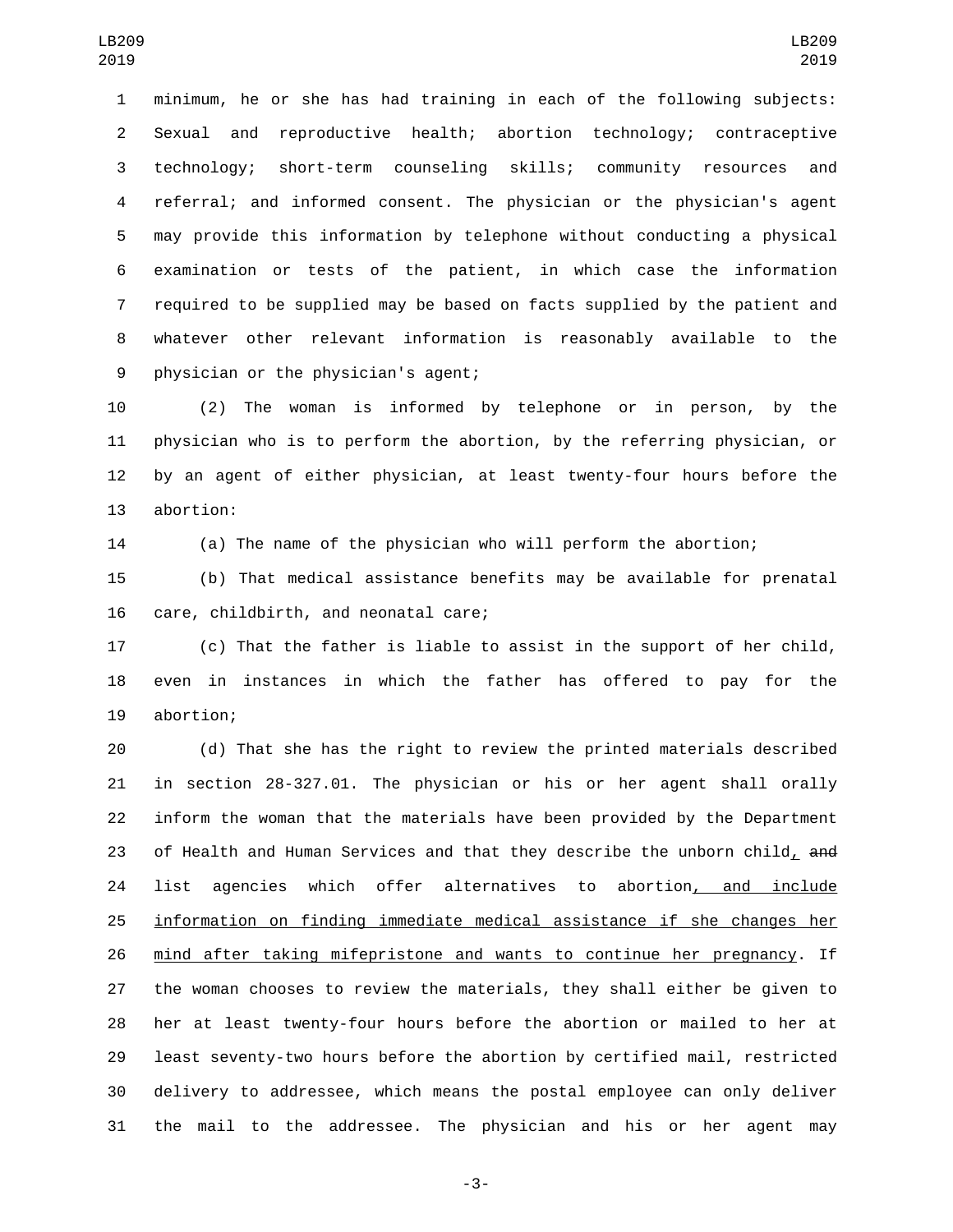minimum, he or she has had training in each of the following subjects: Sexual and reproductive health; abortion technology; contraceptive technology; short-term counseling skills; community resources and referral; and informed consent. The physician or the physician's agent may provide this information by telephone without conducting a physical examination or tests of the patient, in which case the information required to be supplied may be based on facts supplied by the patient and whatever other relevant information is reasonably available to the physician or the physician's agent;

(2) The woman is informed by telephone or in person, by the physician who is to perform the abortion, by the referring physician, or by an agent of either physician, at least twenty-four hours before the abortion:

(a) The name of the physician who will perform the abortion;

(b) That medical assistance benefits may be available for prenatal care, childbirth, and neonatal care;

(c) That the father is liable to assist in the support of her child, even in instances in which the father has offered to pay for the abortion;

(d) That she has the right to review the printed materials described in section 28-327.01. The physician or his or her agent shall orally inform the woman that the materials have been provided by the Department of Health and Human Services and that they describe the unborn child<u>,</u> ~~and~~ list agencies which offer alternatives to abortion<u>, and include information on finding immediate medical assistance if she changes her mind after taking mifepristone and wants to continue her pregnancy</u>. If the woman chooses to review the materials, they shall either be given to her at least twenty-four hours before the abortion or mailed to her at least seventy-two hours before the abortion by certified mail, restricted delivery to addressee, which means the postal employee can only deliver the mail to the addressee. The physician and his or her agent may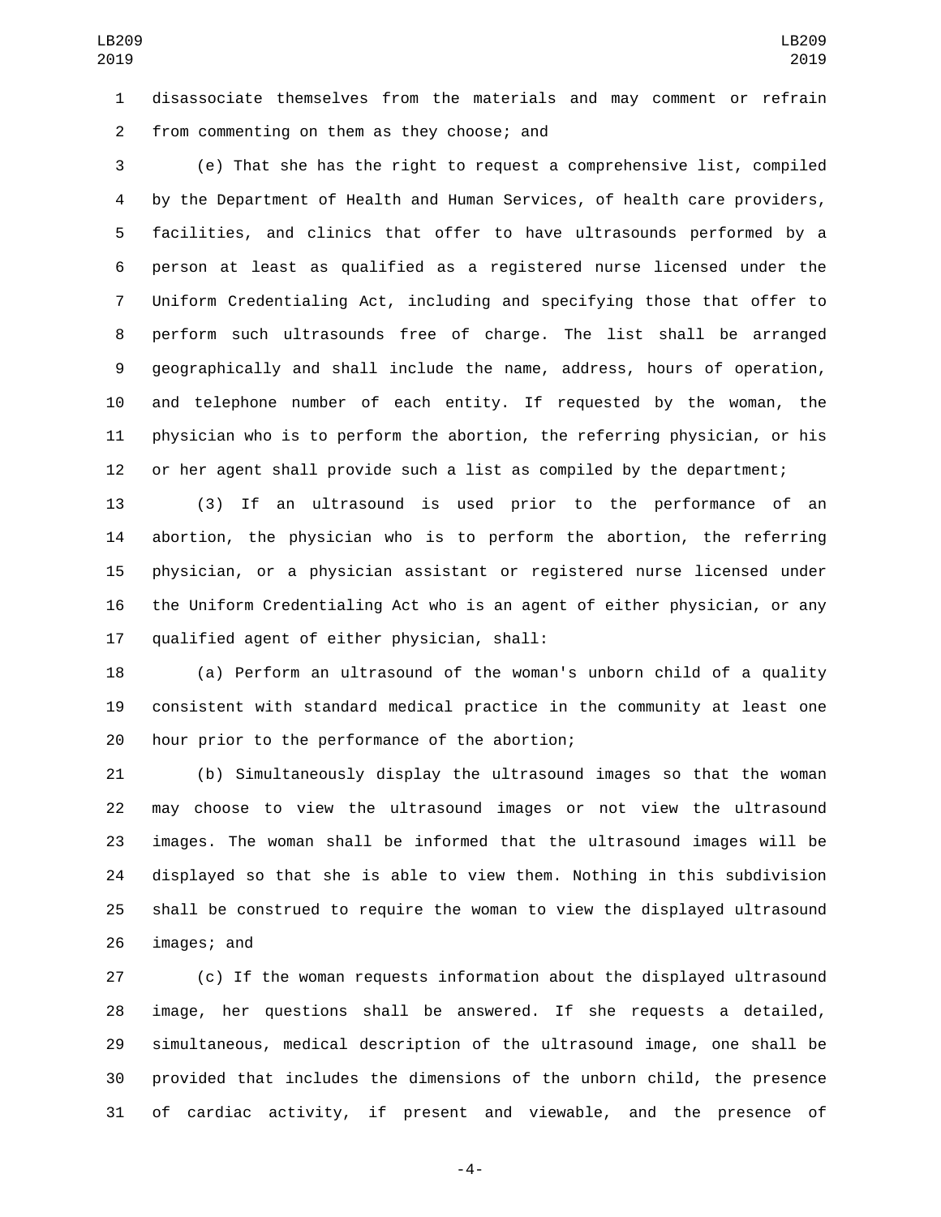disassociate themselves from the materials and may comment or refrain from commenting on them as they choose; and

(e) That she has the right to request a comprehensive list, compiled by the Department of Health and Human Services, of health care providers, facilities, and clinics that offer to have ultrasounds performed by a person at least as qualified as a registered nurse licensed under the Uniform Credentialing Act, including and specifying those that offer to perform such ultrasounds free of charge. The list shall be arranged geographically and shall include the name, address, hours of operation, and telephone number of each entity. If requested by the woman, the physician who is to perform the abortion, the referring physician, or his or her agent shall provide such a list as compiled by the department;

(3) If an ultrasound is used prior to the performance of an abortion, the physician who is to perform the abortion, the referring physician, or a physician assistant or registered nurse licensed under the Uniform Credentialing Act who is an agent of either physician, or any qualified agent of either physician, shall:

(a) Perform an ultrasound of the woman's unborn child of a quality consistent with standard medical practice in the community at least one hour prior to the performance of the abortion;

(b) Simultaneously display the ultrasound images so that the woman may choose to view the ultrasound images or not view the ultrasound images. The woman shall be informed that the ultrasound images will be displayed so that she is able to view them. Nothing in this subdivision shall be construed to require the woman to view the displayed ultrasound images; and

(c) If the woman requests information about the displayed ultrasound image, her questions shall be answered. If she requests a detailed, simultaneous, medical description of the ultrasound image, one shall be provided that includes the dimensions of the unborn child, the presence of cardiac activity, if present and viewable, and the presence of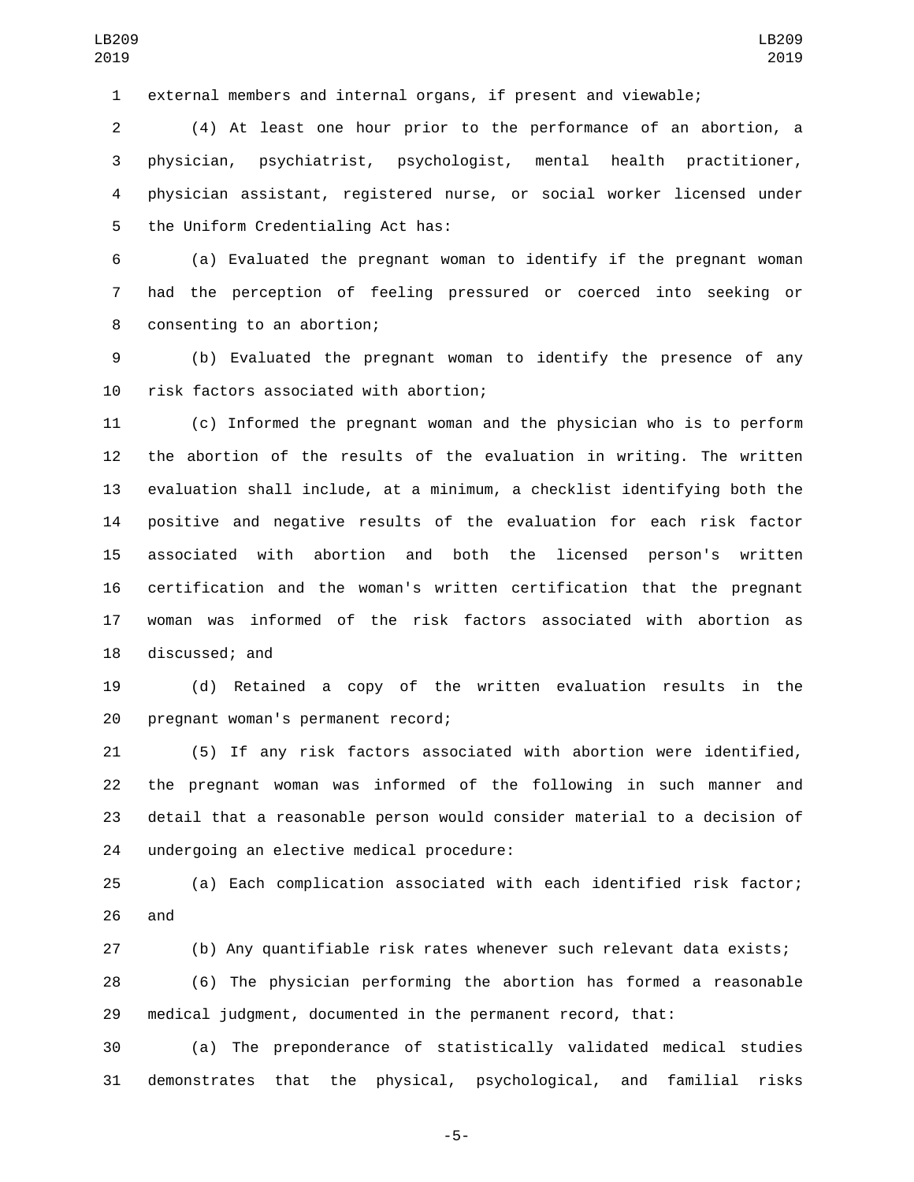external members and internal organs, if present and viewable;

(4) At least one hour prior to the performance of an abortion, a physician, psychiatrist, psychologist, mental health practitioner, physician assistant, registered nurse, or social worker licensed under the Uniform Credentialing Act has:

(a) Evaluated the pregnant woman to identify if the pregnant woman had the perception of feeling pressured or coerced into seeking or consenting to an abortion;

(b) Evaluated the pregnant woman to identify the presence of any risk factors associated with abortion;

(c) Informed the pregnant woman and the physician who is to perform the abortion of the results of the evaluation in writing. The written evaluation shall include, at a minimum, a checklist identifying both the positive and negative results of the evaluation for each risk factor associated with abortion and both the licensed person's written certification and the woman's written certification that the pregnant woman was informed of the risk factors associated with abortion as discussed; and

(d) Retained a copy of the written evaluation results in the pregnant woman's permanent record;

(5) If any risk factors associated with abortion were identified, the pregnant woman was informed of the following in such manner and detail that a reasonable person would consider material to a decision of undergoing an elective medical procedure:

(a) Each complication associated with each identified risk factor; and

(b) Any quantifiable risk rates whenever such relevant data exists;

(6) The physician performing the abortion has formed a reasonable medical judgment, documented in the permanent record, that:

(a) The preponderance of statistically validated medical studies demonstrates that the physical, psychological, and familial risks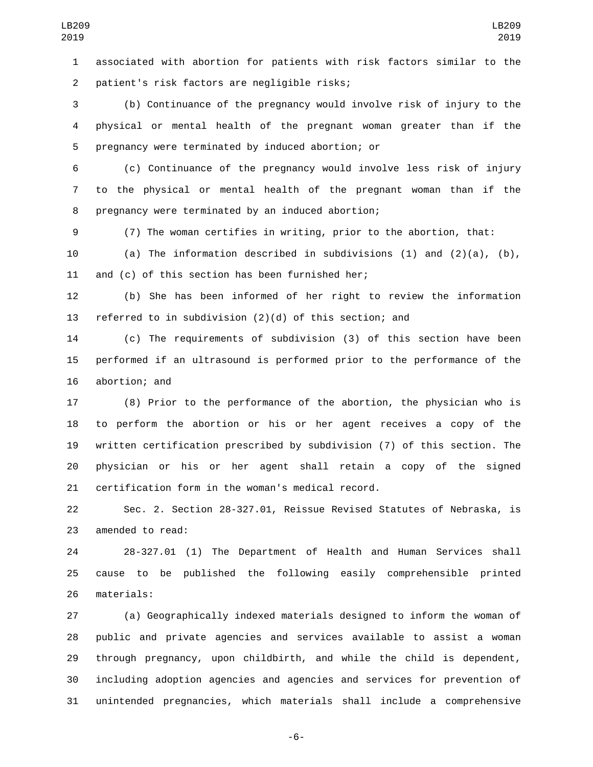associated with abortion for patients with risk factors similar to the patient's risk factors are negligible risks;

(b) Continuance of the pregnancy would involve risk of injury to the physical or mental health of the pregnant woman greater than if the pregnancy were terminated by induced abortion; or

(c) Continuance of the pregnancy would involve less risk of injury to the physical or mental health of the pregnant woman than if the pregnancy were terminated by an induced abortion;

(7) The woman certifies in writing, prior to the abortion, that:

(a) The information described in subdivisions (1) and (2)(a), (b), and (c) of this section has been furnished her;

(b) She has been informed of her right to review the information referred to in subdivision (2)(d) of this section; and

(c) The requirements of subdivision (3) of this section have been performed if an ultrasound is performed prior to the performance of the abortion; and

(8) Prior to the performance of the abortion, the physician who is to perform the abortion or his or her agent receives a copy of the written certification prescribed by subdivision (7) of this section. The physician or his or her agent shall retain a copy of the signed certification form in the woman's medical record.

Sec. 2. Section 28-327.01, Reissue Revised Statutes of Nebraska, is amended to read:

28-327.01 (1) The Department of Health and Human Services shall cause to be published the following easily comprehensible printed materials:

(a) Geographically indexed materials designed to inform the woman of public and private agencies and services available to assist a woman through pregnancy, upon childbirth, and while the child is dependent, including adoption agencies and agencies and services for prevention of unintended pregnancies, which materials shall include a comprehensive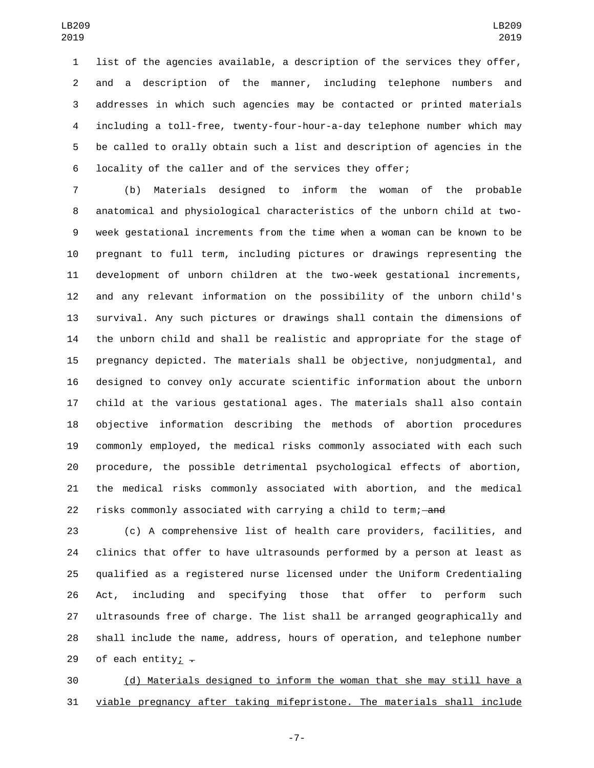list of the agencies available, a description of the services they offer, and a description of the manner, including telephone numbers and addresses in which such agencies may be contacted or printed materials including a toll-free, twenty-four-hour-a-day telephone number which may be called to orally obtain such a list and description of agencies in the locality of the caller and of the services they offer;

(b) Materials designed to inform the woman of the probable anatomical and physiological characteristics of the unborn child at two-week gestational increments from the time when a woman can be known to be pregnant to full term, including pictures or drawings representing the development of unborn children at the two-week gestational increments, and any relevant information on the possibility of the unborn child's survival. Any such pictures or drawings shall contain the dimensions of the unborn child and shall be realistic and appropriate for the stage of pregnancy depicted. The materials shall be objective, nonjudgmental, and designed to convey only accurate scientific information about the unborn child at the various gestational ages. The materials shall also contain objective information describing the methods of abortion procedures commonly employed, the medical risks commonly associated with each such procedure, the possible detrimental psychological effects of abortion, the medical risks commonly associated with abortion, and the medical risks commonly associated with carrying a child to term; ~~and~~

(c) A comprehensive list of health care providers, facilities, and clinics that offer to have ultrasounds performed by a person at least as qualified as a registered nurse licensed under the Uniform Credentialing Act, including and specifying those that offer to perform such ultrasounds free of charge. The list shall be arranged geographically and shall include the name, address, hours of operation, and telephone number of each entity; ~~.~~

(d) Materials designed to inform the woman that she may still have a viable pregnancy after taking mifepristone. The materials shall include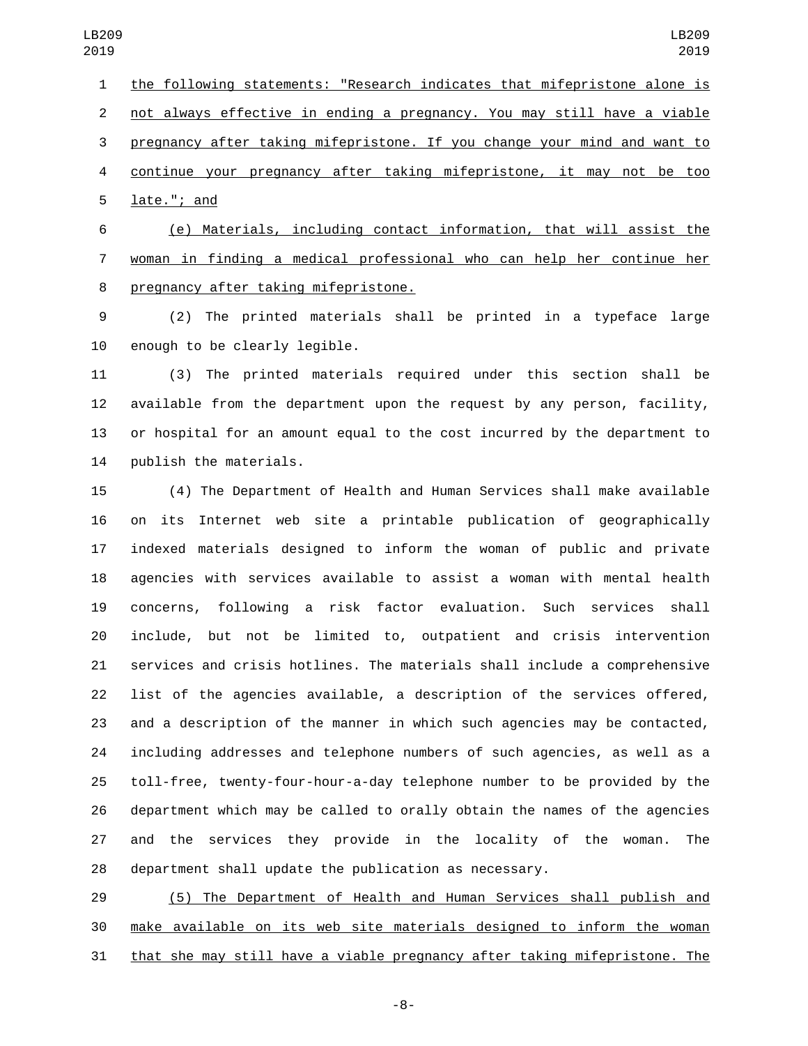the following statements: "Research indicates that mifepristone alone is not always effective in ending a pregnancy. You may still have a viable pregnancy after taking mifepristone. If you change your mind and want to continue your pregnancy after taking mifepristone, it may not be too late."; and

(e) Materials, including contact information, that will assist the woman in finding a medical professional who can help her continue her pregnancy after taking mifepristone.

(2) The printed materials shall be printed in a typeface large enough to be clearly legible.

(3) The printed materials required under this section shall be available from the department upon the request by any person, facility, or hospital for an amount equal to the cost incurred by the department to publish the materials.

(4) The Department of Health and Human Services shall make available on its Internet web site a printable publication of geographically indexed materials designed to inform the woman of public and private agencies with services available to assist a woman with mental health concerns, following a risk factor evaluation. Such services shall include, but not be limited to, outpatient and crisis intervention services and crisis hotlines. The materials shall include a comprehensive list of the agencies available, a description of the services offered, and a description of the manner in which such agencies may be contacted, including addresses and telephone numbers of such agencies, as well as a toll-free, twenty-four-hour-a-day telephone number to be provided by the department which may be called to orally obtain the names of the agencies and the services they provide in the locality of the woman. The department shall update the publication as necessary.

(5) The Department of Health and Human Services shall publish and make available on its web site materials designed to inform the woman that she may still have a viable pregnancy after taking mifepristone. The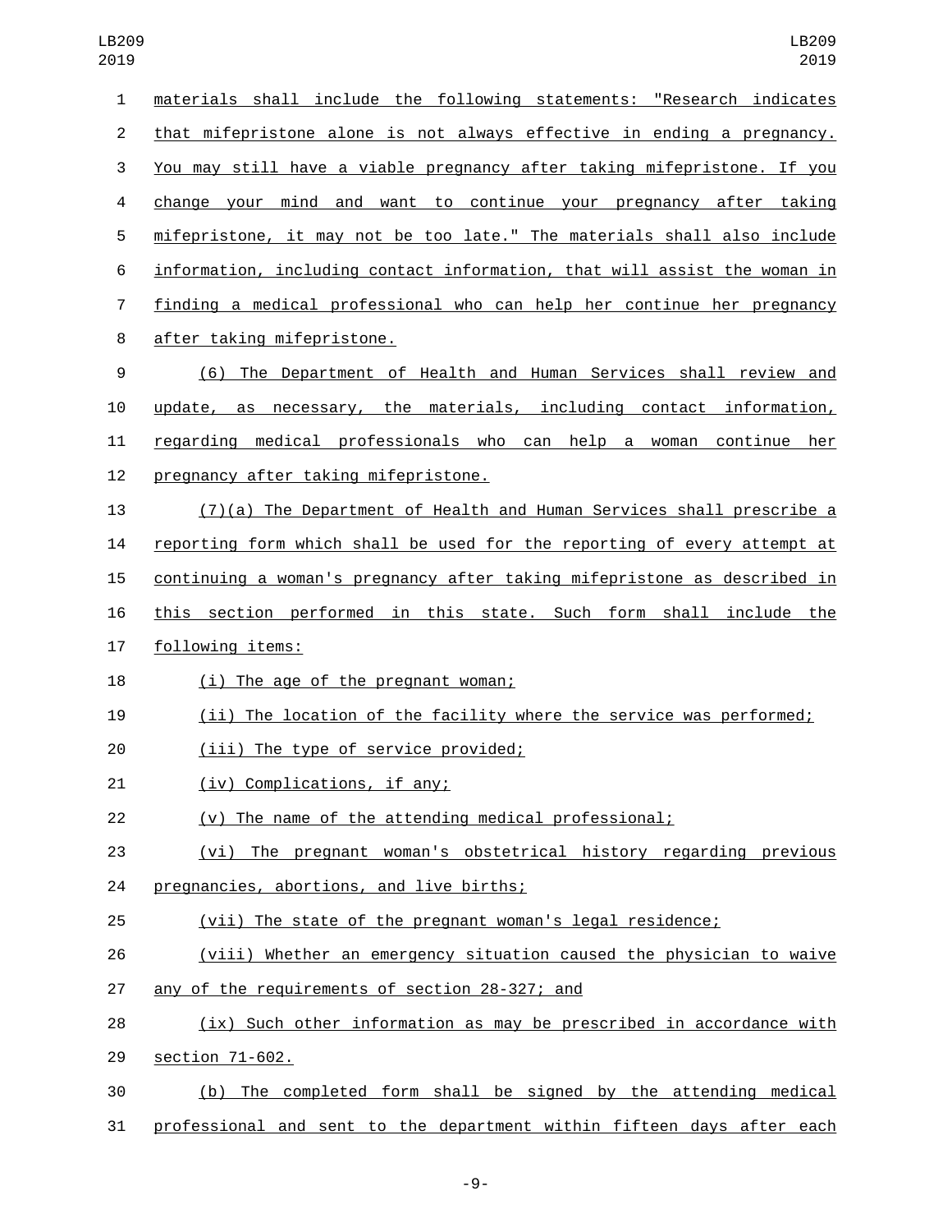materials shall include the following statements: "Research indicates that mifepristone alone is not always effective in ending a pregnancy. You may still have a viable pregnancy after taking mifepristone. If you change your mind and want to continue your pregnancy after taking mifepristone, it may not be too late." The materials shall also include information, including contact information, that will assist the woman in finding a medical professional who can help her continue her pregnancy after taking mifepristone.

(6) The Department of Health and Human Services shall review and update, as necessary, the materials, including contact information, regarding medical professionals who can help a woman continue her pregnancy after taking mifepristone.

(7)(a) The Department of Health and Human Services shall prescribe a reporting form which shall be used for the reporting of every attempt at continuing a woman's pregnancy after taking mifepristone as described in this section performed in this state. Such form shall include the following items:

(i) The age of the pregnant woman;

(ii) The location of the facility where the service was performed;

(iii) The type of service provided;

(iv) Complications, if any;

(v) The name of the attending medical professional;

(vi) The pregnant woman's obstetrical history regarding previous pregnancies, abortions, and live births;

(vii) The state of the pregnant woman's legal residence;

(viii) Whether an emergency situation caused the physician to waive any of the requirements of section 28-327; and

(ix) Such other information as may be prescribed in accordance with section 71-602.

(b) The completed form shall be signed by the attending medical professional and sent to the department within fifteen days after each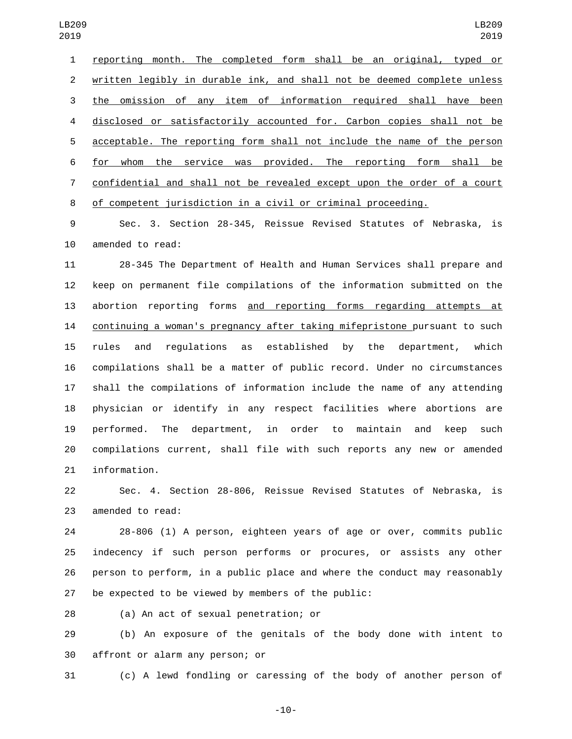reporting month. The completed form shall be an original, typed or written legibly in durable ink, and shall not be deemed complete unless the omission of any item of information required shall have been disclosed or satisfactorily accounted for. Carbon copies shall not be acceptable. The reporting form shall not include the name of the person for whom the service was provided. The reporting form shall be confidential and shall not be revealed except upon the order of a court of competent jurisdiction in a civil or criminal proceeding.

Sec. 3. Section 28-345, Reissue Revised Statutes of Nebraska, is amended to read:

28-345 The Department of Health and Human Services shall prepare and keep on permanent file compilations of the information submitted on the abortion reporting forms and reporting forms regarding attempts at continuing a woman's pregnancy after taking mifepristone pursuant to such rules and regulations as established by the department, which compilations shall be a matter of public record. Under no circumstances shall the compilations of information include the name of any attending physician or identify in any respect facilities where abortions are performed. The department, in order to maintain and keep such compilations current, shall file with such reports any new or amended information.

Sec. 4. Section 28-806, Reissue Revised Statutes of Nebraska, is amended to read:

28-806 (1) A person, eighteen years of age or over, commits public indecency if such person performs or procures, or assists any other person to perform, in a public place and where the conduct may reasonably be expected to be viewed by members of the public:

(a) An act of sexual penetration; or

(b) An exposure of the genitals of the body done with intent to affront or alarm any person; or

(c) A lewd fondling or caressing of the body of another person of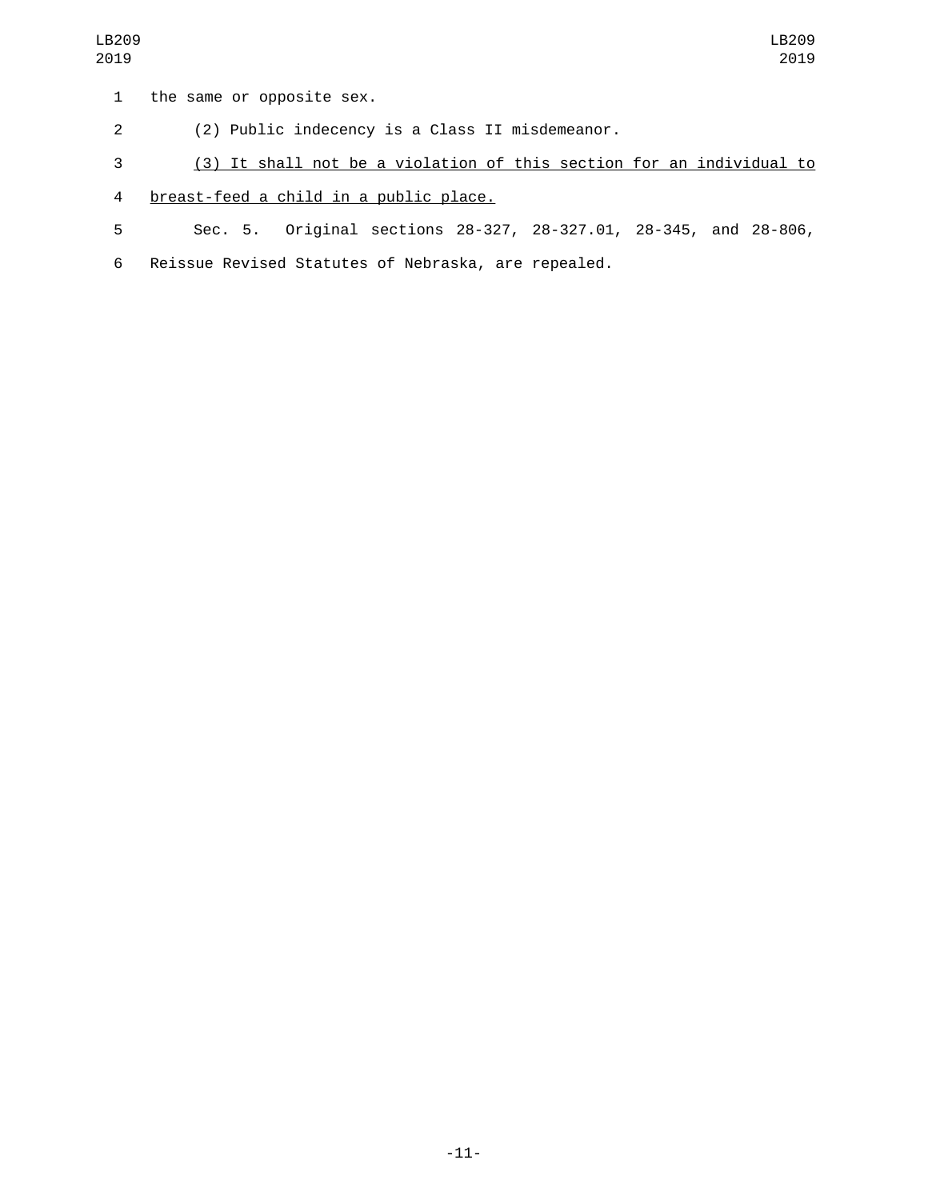the same or opposite sex.

(2) Public indecency is a Class II misdemeanor.

<u>(3) It shall not be a violation of this section for an individual to breast-feed a child in a public place.</u>

Sec. 5. Original sections 28-327, 28-327.01, 28-345, and 28-806, Reissue Revised Statutes of Nebraska, are repealed.